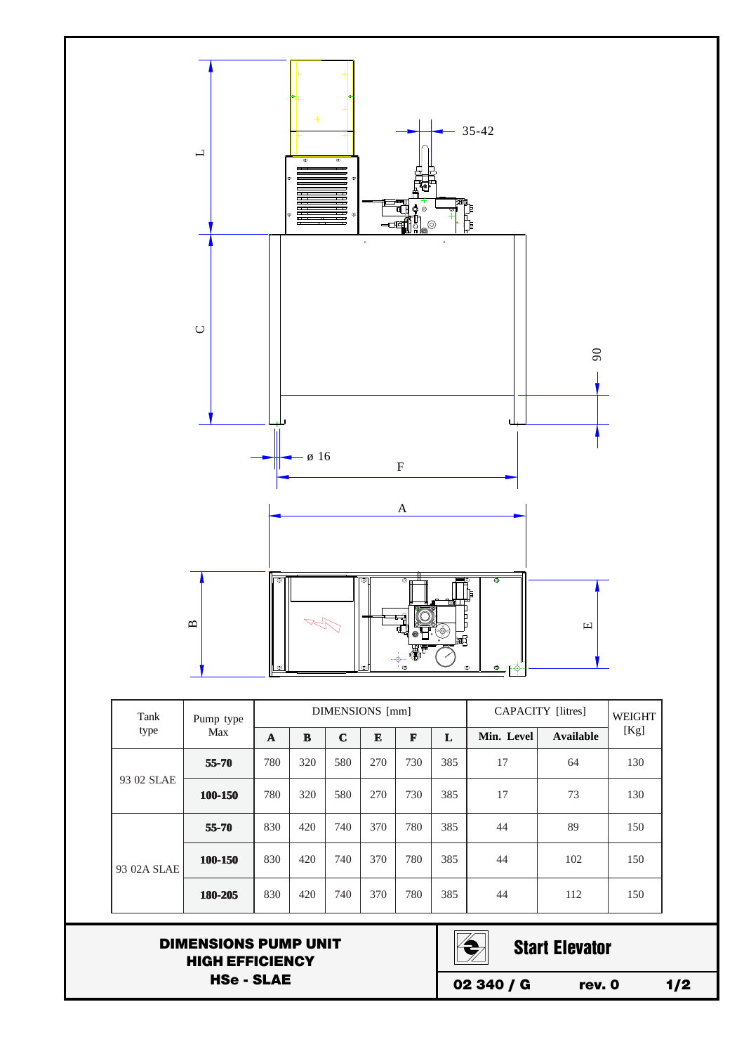L

35-42

C

90

ø 16

F

A

B

E

| Tank type | Pump type Max | DIMENSIONS [mm] | | | | | | CAPACITY [litres] | | WEIGHT [Kg] |
|---|---|---|---|---|---|---|---|---|---|---|
| | | **A** | **B** | **C** | **E** | **F** | **L** | **Min. Level** | **Available** | |
| 93 02 SLAE | **55-70** | 780 | 320 | 580 | 270 | 730 | 385 | 17 | 64 | 130 |
| | **100-150** | 780 | 320 | 580 | 270 | 730 | 385 | 17 | 73 | 130 |
| 93 02A SLAE | **55-70** | 830 | 420 | 740 | 370 | 780 | 385 | 44 | 89 | 150 |
| | **100-150** | 830 | 420 | 740 | 370 | 780 | 385 | 44 | 102 | 150 |
| | **180-205** | 830 | 420 | 740 | 370 | 780 | 385 | 44 | 112 | 150 |

**DIMENSIONS PUMP UNIT**
**HIGH EFFICIENCY**
**HSe - SLAE**

**Start Elevator**

**02 340 / G** **rev. 0**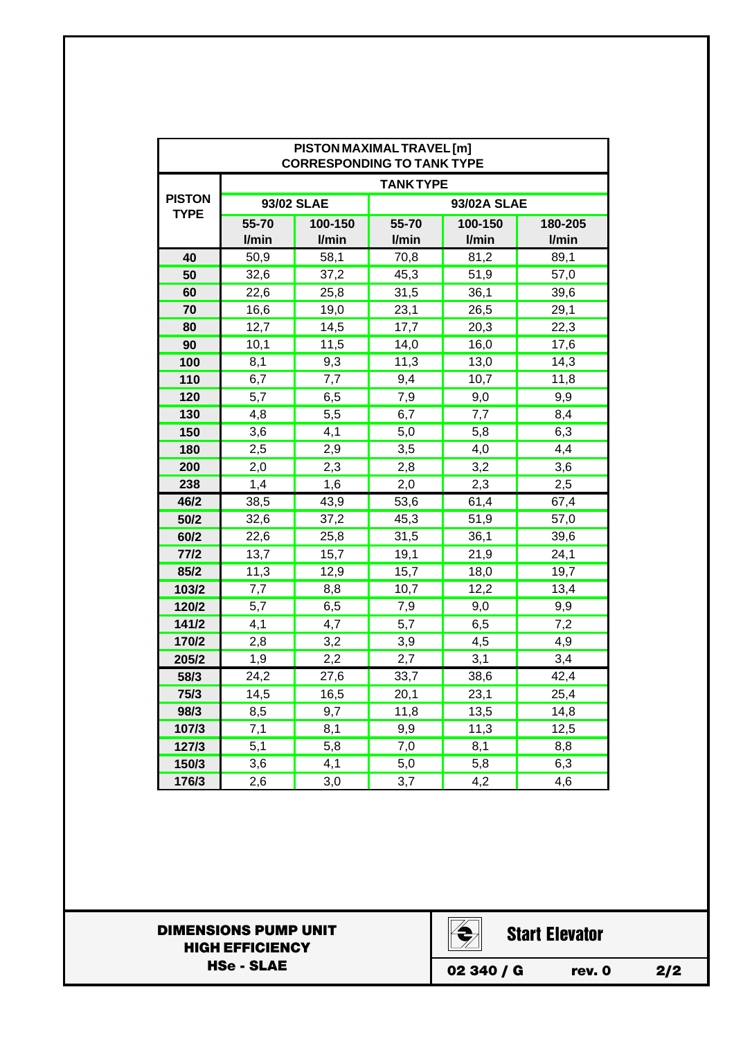## PISTON MAXIMAL TRAVEL [m] CORRESPONDING TO TANK TYPE

| PISTON TYPE | TANK TYPE | | | | |
|---|---|---|---|---|---|
| | 93/02 SLAE | | 93/02A SLAE | | |
| | 55-70 l/min | 100-150 l/min | 55-70 l/min | 100-150 l/min | 180-205 l/min |
| **40** | 50,9 | 58,1 | 70,8 | 81,2 | 89,1 |
| **50** | 32,6 | 37,2 | 45,3 | 51,9 | 57,0 |
| **60** | 22,6 | 25,8 | 31,5 | 36,1 | 39,6 |
| **70** | 16,6 | 19,0 | 23,1 | 26,5 | 29,1 |
| **80** | 12,7 | 14,5 | 17,7 | 20,3 | 22,3 |
| **90** | 10,1 | 11,5 | 14,0 | 16,0 | 17,6 |
| **100** | 8,1 | 9,3 | 11,3 | 13,0 | 14,3 |
| **110** | 6,7 | 7,7 | 9,4 | 10,7 | 11,8 |
| **120** | 5,7 | 6,5 | 7,9 | 9,0 | 9,9 |
| **130** | 4,8 | 5,5 | 6,7 | 7,7 | 8,4 |
| **150** | 3,6 | 4,1 | 5,0 | 5,8 | 6,3 |
| **180** | 2,5 | 2,9 | 3,5 | 4,0 | 4,4 |
| **200** | 2,0 | 2,3 | 2,8 | 3,2 | 3,6 |
| **238** | 1,4 | 1,6 | 2,0 | 2,3 | 2,5 |
| **46/2** | 38,5 | 43,9 | 53,6 | 61,4 | 67,4 |
| **50/2** | 32,6 | 37,2 | 45,3 | 51,9 | 57,0 |
| **60/2** | 22,6 | 25,8 | 31,5 | 36,1 | 39,6 |
| **77/2** | 13,7 | 15,7 | 19,1 | 21,9 | 24,1 |
| **85/2** | 11,3 | 12,9 | 15,7 | 18,0 | 19,7 |
| **103/2** | 7,7 | 8,8 | 10,7 | 12,2 | 13,4 |
| **120/2** | 5,7 | 6,5 | 7,9 | 9,0 | 9,9 |
| **141/2** | 4,1 | 4,7 | 5,7 | 6,5 | 7,2 |
| **170/2** | 2,8 | 3,2 | 3,9 | 4,5 | 4,9 |
| **205/2** | 1,9 | 2,2 | 2,7 | 3,1 | 3,4 |
| **58/3** | 24,2 | 27,6 | 33,7 | 38,6 | 42,4 |
| **75/3** | 14,5 | 16,5 | 20,1 | 23,1 | 25,4 |
| **98/3** | 8,5 | 9,7 | 11,8 | 13,5 | 14,8 |
| **107/3** | 7,1 | 8,1 | 9,9 | 11,3 | 12,5 |
| **127/3** | 5,1 | 5,8 | 7,0 | 8,1 | 8,8 |
| **150/3** | 3,6 | 4,1 | 5,0 | 5,8 | 6,3 |
| **176/3** | 2,6 | 3,0 | 3,7 | 4,2 | 4,6 |

**DIMENSIONS PUMP UNIT**
**HIGH EFFICIENCY**
**HSe - SLAE**

Start Elevator

02 340 / G rev. 0